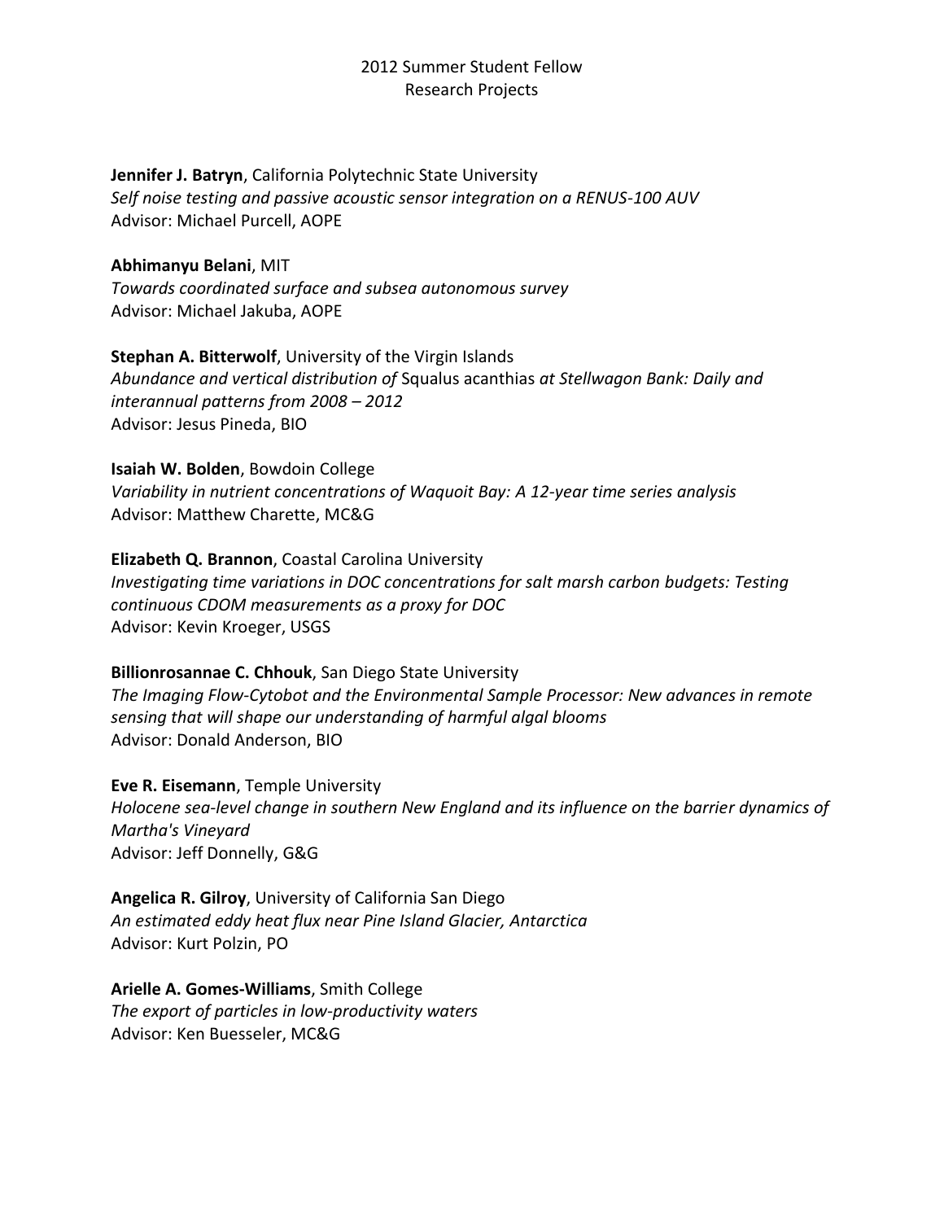# 2012 Summer Student Fellow
# Research Projects

**Jennifer J. Batryn**, California Polytechnic State University
*Self noise testing and passive acoustic sensor integration on a RENUS-100 AUV*
Advisor: Michael Purcell, AOPE

**Abhimanyu Belani**, MIT
*Towards coordinated surface and subsea autonomous survey*
Advisor: Michael Jakuba, AOPE

**Stephan A. Bitterwolf**, University of the Virgin Islands
*Abundance and vertical distribution of* Squalus acanthias *at Stellwagon Bank: Daily and interannual patterns from 2008 – 2012*
Advisor: Jesus Pineda, BIO

**Isaiah W. Bolden**, Bowdoin College
*Variability in nutrient concentrations of Waquoit Bay: A 12-year time series analysis*
Advisor: Matthew Charette, MC&G

**Elizabeth Q. Brannon**, Coastal Carolina University
*Investigating time variations in DOC concentrations for salt marsh carbon budgets: Testing continuous CDOM measurements as a proxy for DOC*
Advisor: Kevin Kroeger, USGS

**Billionrosannae C. Chhouk**, San Diego State University
*The Imaging Flow-Cytobot and the Environmental Sample Processor: New advances in remote sensing that will shape our understanding of harmful algal blooms*
Advisor: Donald Anderson, BIO

**Eve R. Eisemann**, Temple University
*Holocene sea-level change in southern New England and its influence on the barrier dynamics of Martha's Vineyard*
Advisor: Jeff Donnelly, G&G

**Angelica R. Gilroy**, University of California San Diego
*An estimated eddy heat flux near Pine Island Glacier, Antarctica*
Advisor: Kurt Polzin, PO

**Arielle A. Gomes-Williams**, Smith College
*The export of particles in low-productivity waters*
Advisor: Ken Buesseler, MC&G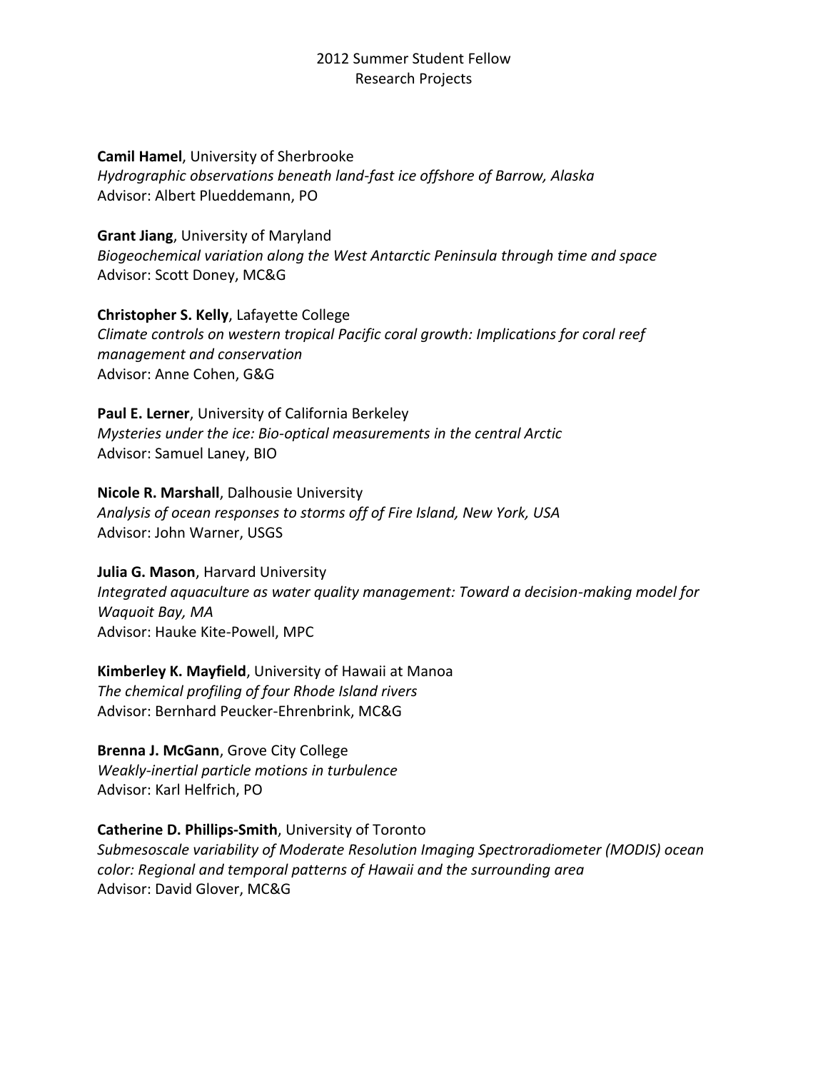# 2012 Summer Student Fellow Research Projects

**Camil Hamel**, University of Sherbrooke
*Hydrographic observations beneath land-fast ice offshore of Barrow, Alaska*
Advisor: Albert Plueddemann, PO

**Grant Jiang**, University of Maryland
*Biogeochemical variation along the West Antarctic Peninsula through time and space*
Advisor: Scott Doney, MC&G

**Christopher S. Kelly**, Lafayette College
*Climate controls on western tropical Pacific coral growth: Implications for coral reef management and conservation*
Advisor: Anne Cohen, G&G

**Paul E. Lerner**, University of California Berkeley
*Mysteries under the ice: Bio-optical measurements in the central Arctic*
Advisor: Samuel Laney, BIO

**Nicole R. Marshall**, Dalhousie University
*Analysis of ocean responses to storms off of Fire Island, New York, USA*
Advisor: John Warner, USGS

**Julia G. Mason**, Harvard University
*Integrated aquaculture as water quality management: Toward a decision-making model for Waquoit Bay, MA*
Advisor: Hauke Kite-Powell, MPC

**Kimberley K. Mayfield**, University of Hawaii at Manoa
*The chemical profiling of four Rhode Island rivers*
Advisor: Bernhard Peucker-Ehrenbrink, MC&G

**Brenna J. McGann**, Grove City College
*Weakly-inertial particle motions in turbulence*
Advisor: Karl Helfrich, PO

**Catherine D. Phillips-Smith**, University of Toronto
*Submesoscale variability of Moderate Resolution Imaging Spectroradiometer (MODIS) ocean color: Regional and temporal patterns of Hawaii and the surrounding area*
Advisor: David Glover, MC&G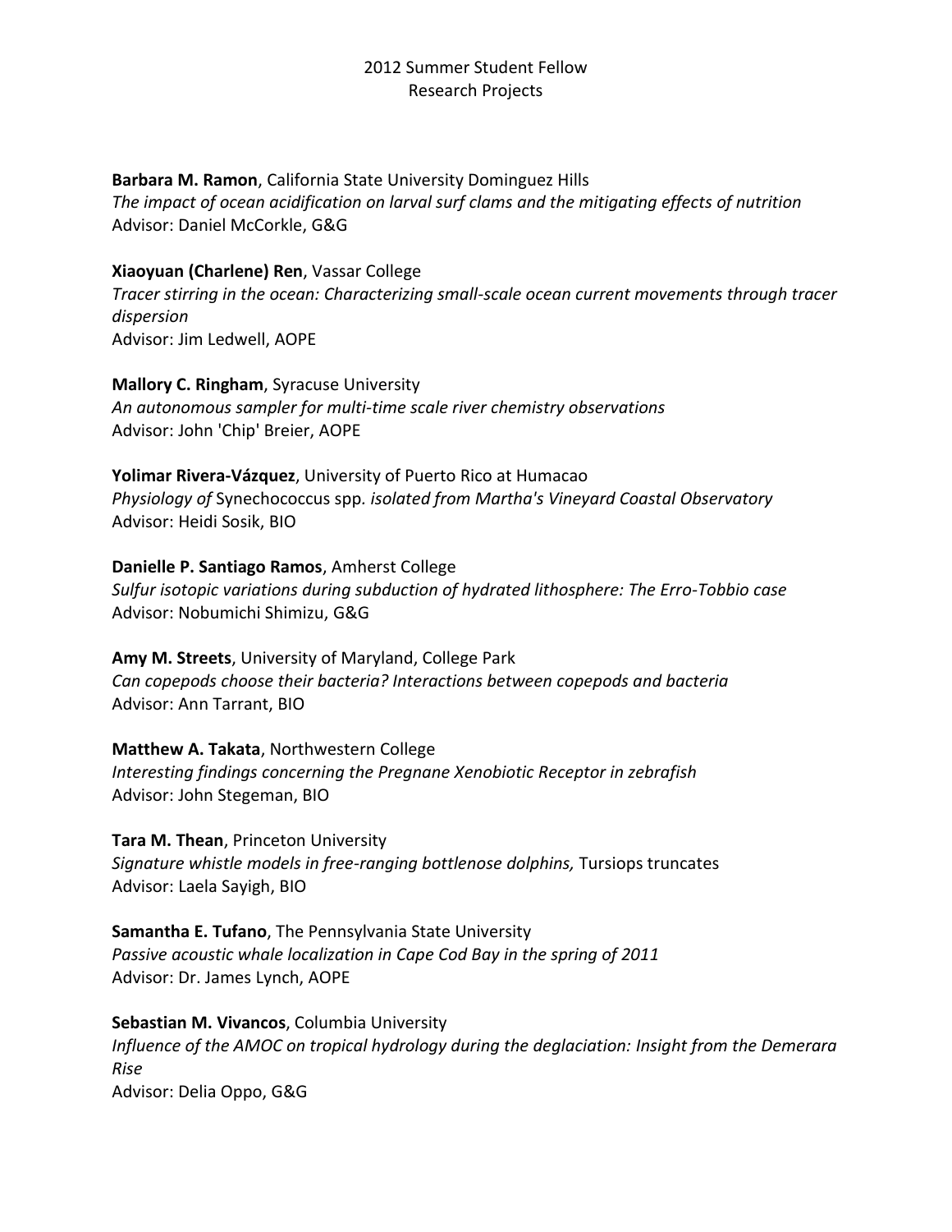2012 Summer Student Fellow
Research Projects

**Barbara M. Ramon**, California State University Dominguez Hills
*The impact of ocean acidification on larval surf clams and the mitigating effects of nutrition*
Advisor: Daniel McCorkle, G&G

**Xiaoyuan (Charlene) Ren**, Vassar College
*Tracer stirring in the ocean: Characterizing small-scale ocean current movements through tracer dispersion*
Advisor: Jim Ledwell, AOPE

**Mallory C. Ringham**, Syracuse University
*An autonomous sampler for multi-time scale river chemistry observations*
Advisor: John 'Chip' Breier, AOPE

**Yolimar Rivera-Vázquez**, University of Puerto Rico at Humacao
*Physiology of* Synechococcus spp. *isolated from Martha's Vineyard Coastal Observatory*
Advisor: Heidi Sosik, BIO

**Danielle P. Santiago Ramos**, Amherst College
*Sulfur isotopic variations during subduction of hydrated lithosphere: The Erro-Tobbio case*
Advisor: Nobumichi Shimizu, G&G

**Amy M. Streets**, University of Maryland, College Park
*Can copepods choose their bacteria? Interactions between copepods and bacteria*
Advisor: Ann Tarrant, BIO

**Matthew A. Takata**, Northwestern College
*Interesting findings concerning the Pregnane Xenobiotic Receptor in zebrafish*
Advisor: John Stegeman, BIO

**Tara M. Thean**, Princeton University
*Signature whistle models in free-ranging bottlenose dolphins,* Tursiops truncates
Advisor: Laela Sayigh, BIO

**Samantha E. Tufano**, The Pennsylvania State University
*Passive acoustic whale localization in Cape Cod Bay in the spring of 2011*
Advisor: Dr. James Lynch, AOPE

**Sebastian M. Vivancos**, Columbia University
*Influence of the AMOC on tropical hydrology during the deglaciation: Insight from the Demerara Rise*
Advisor: Delia Oppo, G&G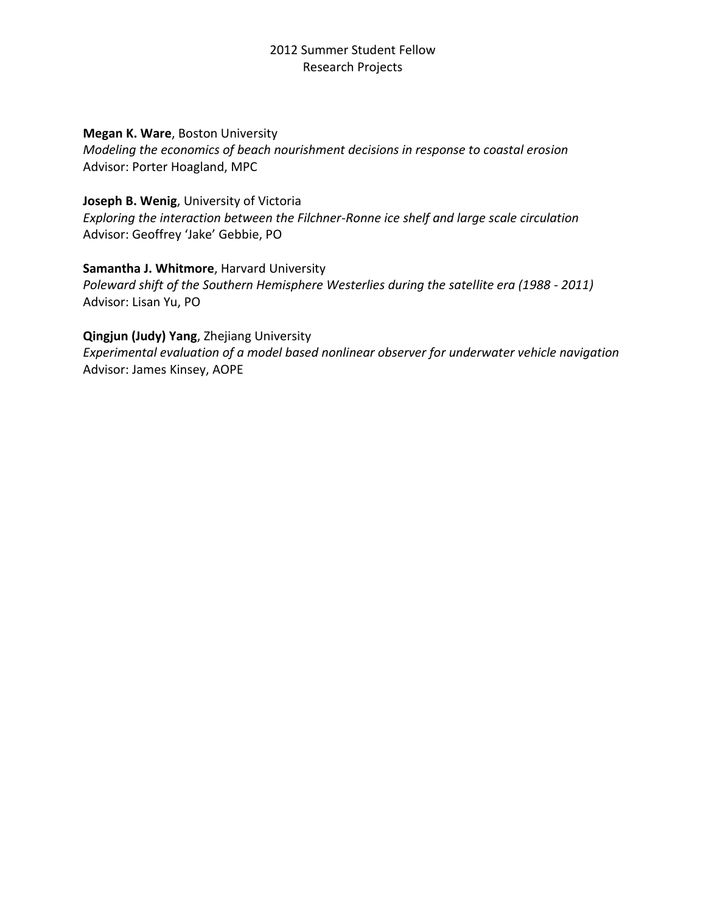2012 Summer Student Fellow
Research Projects

**Megan K. Ware**, Boston University
*Modeling the economics of beach nourishment decisions in response to coastal erosion*
Advisor: Porter Hoagland, MPC

**Joseph B. Wenig**, University of Victoria
*Exploring the interaction between the Filchner-Ronne ice shelf and large scale circulation*
Advisor: Geoffrey 'Jake' Gebbie, PO

**Samantha J. Whitmore**, Harvard University
*Poleward shift of the Southern Hemisphere Westerlies during the satellite era (1988 - 2011)*
Advisor: Lisan Yu, PO

**Qingjun (Judy) Yang**, Zhejiang University
*Experimental evaluation of a model based nonlinear observer for underwater vehicle navigation*
Advisor: James Kinsey, AOPE